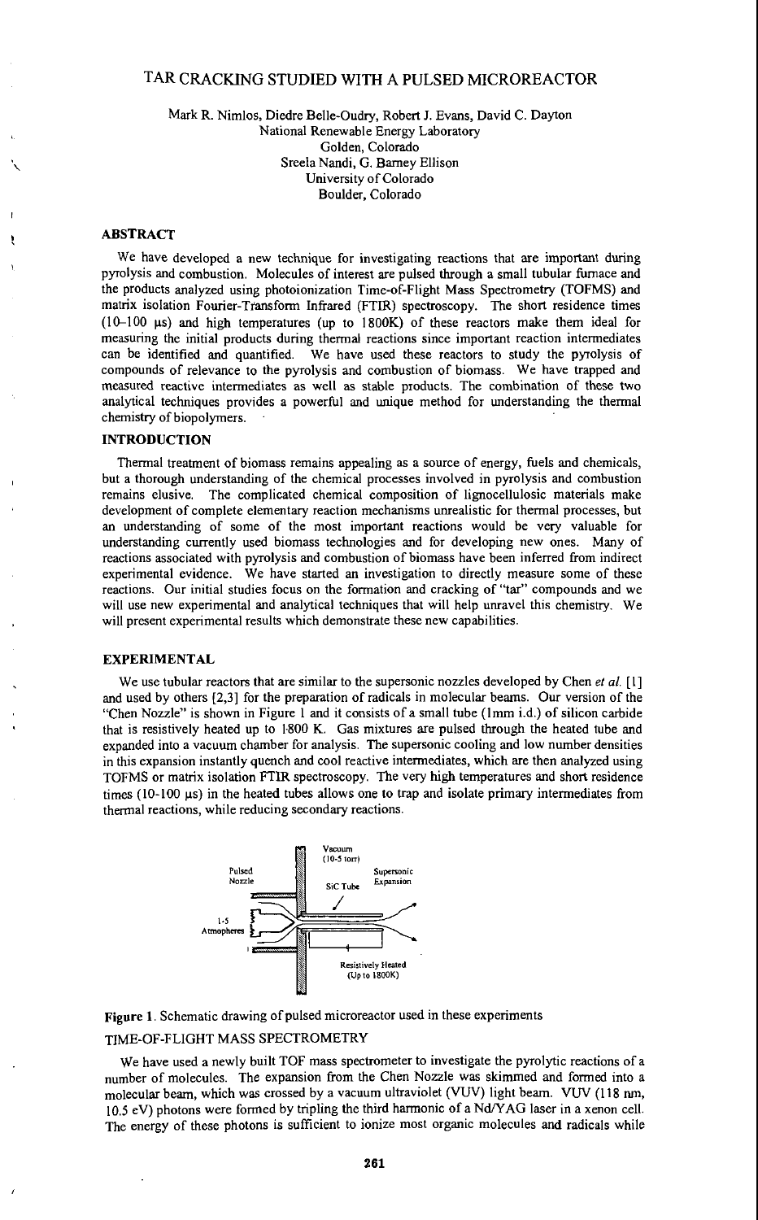# TAR CRACKING STUDIED WITH A PULSED MICROREACTOR

Mark R. Nimlos, Diedre Belle-Oudry, Robert J. Evans, David C. Dayton
National Renewable Energy Laboratory
Golden, Colorado
Sreela Nandi, G. Barney Ellison
University of Colorado
Boulder, Colorado

## ABSTRACT

We have developed a new technique for investigating reactions that are important during pyrolysis and combustion. Molecules of interest are pulsed through a small tubular furnace and the products analyzed using photoionization Time-of-Flight Mass Spectrometry (TOFMS) and matrix isolation Fourier-Transform Infrared (FTIR) spectroscopy. The short residence times (10–100 μs) and high temperatures (up to 1800K) of these reactors make them ideal for measuring the initial products during thermal reactions since important reaction intermediates can be identified and quantified. We have used these reactors to study the pyrolysis of compounds of relevance to the pyrolysis and combustion of biomass. We have trapped and measured reactive intermediates as well as stable products. The combination of these two analytical techniques provides a powerful and unique method for understanding the thermal chemistry of biopolymers.

## INTRODUCTION

Thermal treatment of biomass remains appealing as a source of energy, fuels and chemicals, but a thorough understanding of the chemical processes involved in pyrolysis and combustion remains elusive. The complicated chemical composition of lignocellulosic materials make development of complete elementary reaction mechanisms unrealistic for thermal processes, but an understanding of some of the most important reactions would be very valuable for understanding currently used biomass technologies and for developing new ones. Many of reactions associated with pyrolysis and combustion of biomass have been inferred from indirect experimental evidence. We have started an investigation to directly measure some of these reactions. Our initial studies focus on the formation and cracking of "tar" compounds and we will use new experimental and analytical techniques that will help unravel this chemistry. We will present experimental results which demonstrate these new capabilities.

## EXPERIMENTAL

We use tubular reactors that are similar to the supersonic nozzles developed by Chen *et al.* [1] and used by others [2,3] for the preparation of radicals in molecular beams. Our version of the "Chen Nozzle" is shown in Figure 1 and it consists of a small tube (1mm i.d.) of silicon carbide that is resistively heated up to 1800 K. Gas mixtures are pulsed through the heated tube and expanded into a vacuum chamber for analysis. The supersonic cooling and low number densities in this expansion instantly quench and cool reactive intermediates, which are then analyzed using TOFMS or matrix isolation FTIR spectroscopy. The very high temperatures and short residence times (10-100 μs) in the heated tubes allows one to trap and isolate primary intermediates from thermal reactions, while reducing secondary reactions.

**Figure 1**. Schematic drawing of pulsed microreactor used in these experiments

### TIME-OF-FLIGHT MASS SPECTROMETRY

We have used a newly built TOF mass spectrometer to investigate the pyrolytic reactions of a number of molecules. The expansion from the Chen Nozzle was skimmed and formed into a molecular beam, which was crossed by a vacuum ultraviolet (VUV) light beam. VUV (118 nm, 10.5 eV) photons were formed by tripling the third harmonic of a Nd/YAG laser in a xenon cell. The energy of these photons is sufficient to ionize most organic molecules and radicals while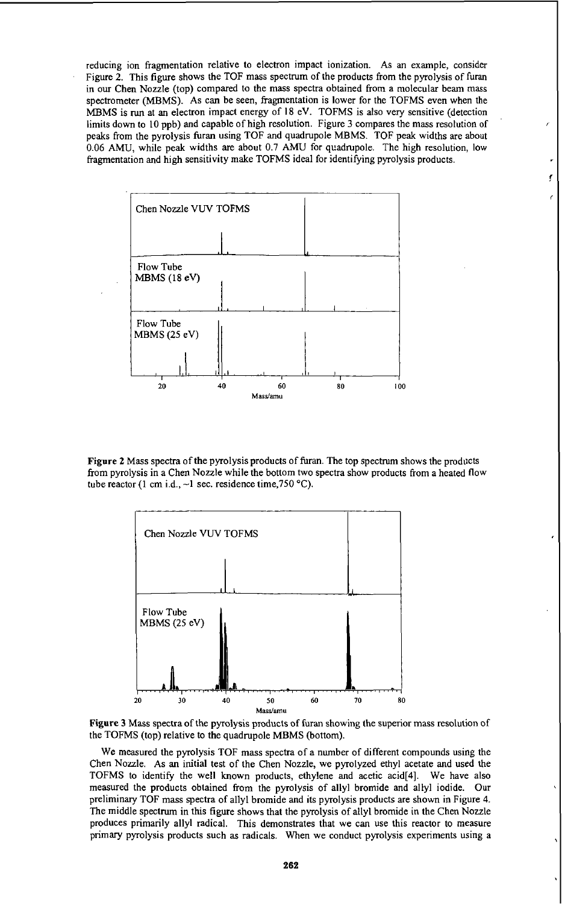reducing ion fragmentation relative to electron impact ionization. As an example, consider Figure 2. This figure shows the TOF mass spectrum of the products from the pyrolysis of furan in our Chen Nozzle (top) compared to the mass spectra obtained from a molecular beam mass spectrometer (MBMS). As can be seen, fragmentation is lower for the TOFMS even when the MBMS is run at an electron impact energy of 18 eV. TOFMS is also very sensitive (detection limits down to 10 ppb) and capable of high resolution. Figure 3 compares the mass resolution of peaks from the pyrolysis furan using TOF and quadrupole MBMS. TOF peak widths are about 0.06 AMU, while peak widths are about 0.7 AMU for quadrupole. The high resolution, low fragmentation and high sensitivity make TOFMS ideal for identifying pyrolysis products.

**Figure 2** Mass spectra of the pyrolysis products of furan. The top spectrum shows the products from pyrolysis in a Chen Nozzle while the bottom two spectra show products from a heated flow tube reactor (1 cm i.d., ~1 sec. residence time, 750 °C).

**Figure 3** Mass spectra of the pyrolysis products of furan showing the superior mass resolution of the TOFMS (top) relative to the quadrupole MBMS (bottom).

We measured the pyrolysis TOF mass spectra of a number of different compounds using the Chen Nozzle. As an initial test of the Chen Nozzle, we pyrolyzed ethyl acetate and used the TOFMS to identify the well known products, ethylene and acetic acid[4]. We have also measured the products obtained from the pyrolysis of allyl bromide and allyl iodide. Our preliminary TOF mass spectra of allyl bromide and its pyrolysis products are shown in Figure 4. The middle spectrum in this figure shows that the pyrolysis of allyl bromide in the Chen Nozzle produces primarily allyl radical. This demonstrates that we can use this reactor to measure primary pyrolysis products such as radicals. When we conduct pyrolysis experiments using a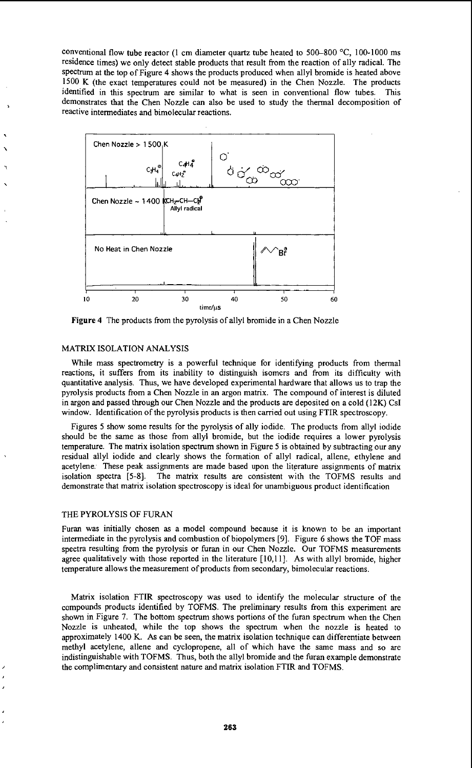conventional flow tube reactor (1 cm diameter quartz tube heated to 500–800 °C, 100-1000 ms residence times) we only detect stable products that result from the reaction of ally radical. The spectrum at the top of Figure 4 shows the products produced when allyl bromide is heated above 1500 K (the exact temperatures could not be measured) in the Chen Nozzle. The products identified in this spectrum are similar to what is seen in conventional flow tubes. This demonstrates that the Chen Nozzle can also be used to study the thermal decomposition of reactive intermediates and bimolecular reactions.

**Figure 4** The products from the pyrolysis of allyl bromide in a Chen Nozzle

## MATRIX ISOLATION ANALYSIS

While mass spectrometry is a powerful technique for identifying products from thermal reactions, it suffers from its inability to distinguish isomers and from its difficulty with quantitative analysis. Thus, we have developed experimental hardware that allows us to trap the pyrolysis products from a Chen Nozzle in an argon matrix. The compound of interest is diluted in argon and passed through our Chen Nozzle and the products are deposited on a cold (12K) CsI window. Identification of the pyrolysis products is then carried out using FTIR spectroscopy.

Figures 5 show some results for the pyrolysis of ally iodide. The products from allyl iodide should be the same as those from allyl bromide, but the iodide requires a lower pyrolysis temperature. The matrix isolation spectrum shown in Figure 5 is obtained by subtracting our any residual allyl iodide and clearly shows the formation of allyl radical, allene, ethylene and acetylene. These peak assignments are made based upon the literature assignments of matrix isolation spectra [5-8]. The matrix results are consistent with the TOFMS results and demonstrate that matrix isolation spectroscopy is ideal for unambiguous product identification

## THE PYROLYSIS OF FURAN

Furan was initially chosen as a model compound because it is known to be an important intermediate in the pyrolysis and combustion of biopolymers [9]. Figure 6 shows the TOF mass spectra resulting from the pyrolysis or furan in our Chen Nozzle. Our TOFMS measurements agree qualitatively with those reported in the literature [10,11]. As with allyl bromide, higher temperature allows the measurement of products from secondary, bimolecular reactions.

Matrix isolation FTIR spectroscopy was used to identify the molecular structure of the compounds products identified by TOFMS. The preliminary results from this experiment are shown in Figure 7. The bottom spectrum shows portions of the furan spectrum when the Chen Nozzle is unheated, while the top shows the spectrum when the nozzle is heated to approximately 1400 K. As can be seen, the matrix isolation technique can differentiate between methyl acetylene, allene and cyclopropene, all of which have the same mass and so are indistinguishable with TOFMS. Thus, both the allyl bromide and the furan example demonstrate the complimentary and consistent nature and matrix isolation FTIR and TOFMS.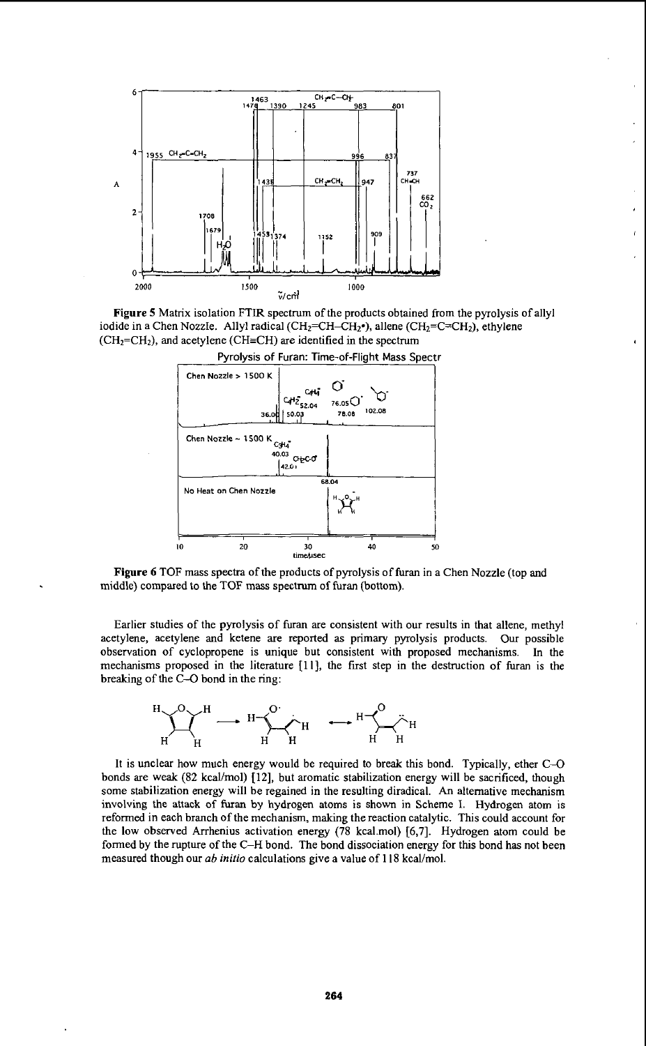**Figure 5** Matrix isolation FTIR spectrum of the products obtained from the pyrolysis of allyl iodide in a Chen Nozzle. Allyl radical ($CH_2$=CH–$CH_2$•), allene ($CH_2$=C=$CH_2$), ethylene ($CH_2$=$CH_2$), and acetylene (CH≡CH) are identified in the spectrum

**Figure 6** TOF mass spectra of the products of pyrolysis of furan in a Chen Nozzle (top and middle) compared to the TOF mass spectrum of furan (bottom).

Earlier studies of the pyrolysis of furan are consistent with our results in that allene, methyl acetylene, acetylene and ketene are reported as primary pyrolysis products. Our possible observation of cyclopropene is unique but consistent with proposed mechanisms. In the mechanisms proposed in the literature [11], the first step in the destruction of furan is the breaking of the C–O bond in the ring:

It is unclear how much energy would be required to break this bond. Typically, ether C–O bonds are weak (82 kcal/mol) [12], but aromatic stabilization energy will be sacrificed, though some stabilization energy will be regained in the resulting diradical. An alternative mechanism involving the attack of furan by hydrogen atoms is shown in Scheme I. Hydrogen atom is reformed in each branch of the mechanism, making the reaction catalytic. This could account for the low observed Arrhenius activation energy (78 kcal.mol) [6,7]. Hydrogen atom could be formed by the rupture of the C–H bond. The bond dissociation energy for this bond has not been measured though our *ab initio* calculations give a value of 118 kcal/mol.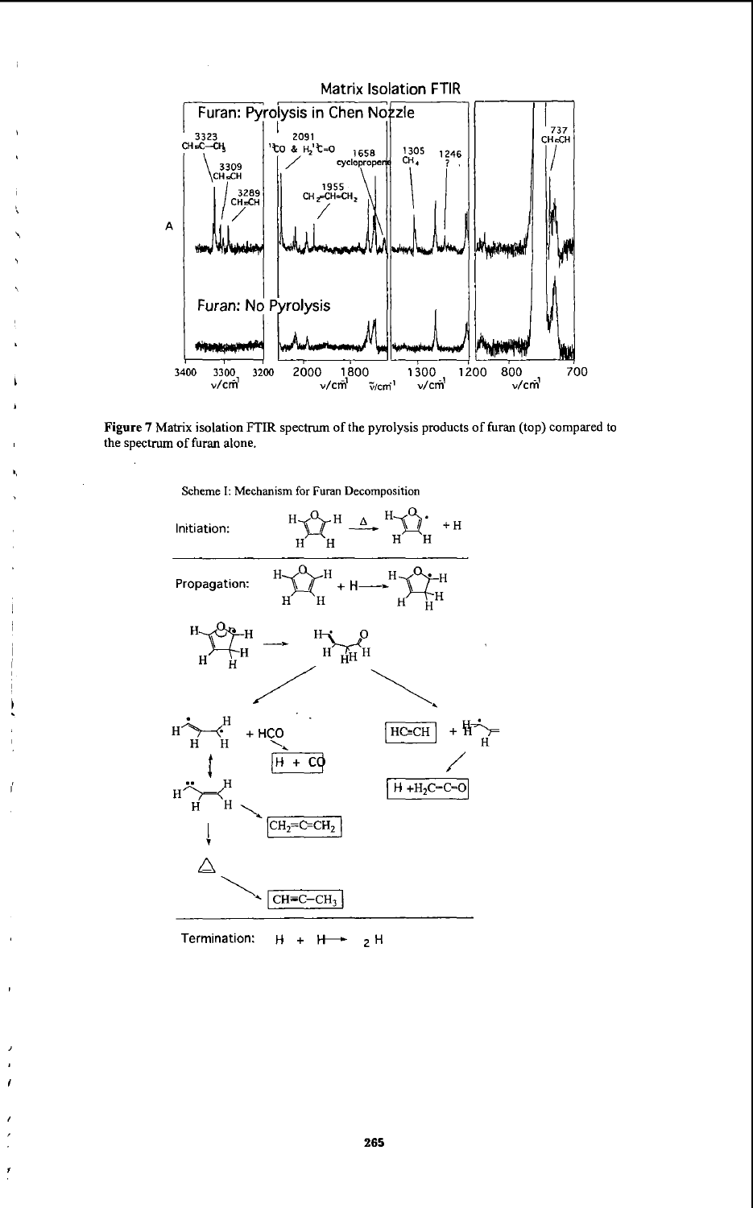Matrix Isolation FTIR

Furan: Pyrolysis in Chen Nozzle

Furan: No Pyrolysis

**Figure 7** Matrix isolation FTIR spectrum of the pyrolysis products of furan (top) compared to the spectrum of furan alone.

Scheme I: Mechanism for Furan Decomposition

Initiation:

Propagation:

$HC{\equiv}CH$

$H + CO$

$H + H_2C{=}C{=}O$

$CH_2{=}C{=}CH_2$

$CH{\equiv}C{-}CH_3$

Termination: $H + H \longrightarrow H_2$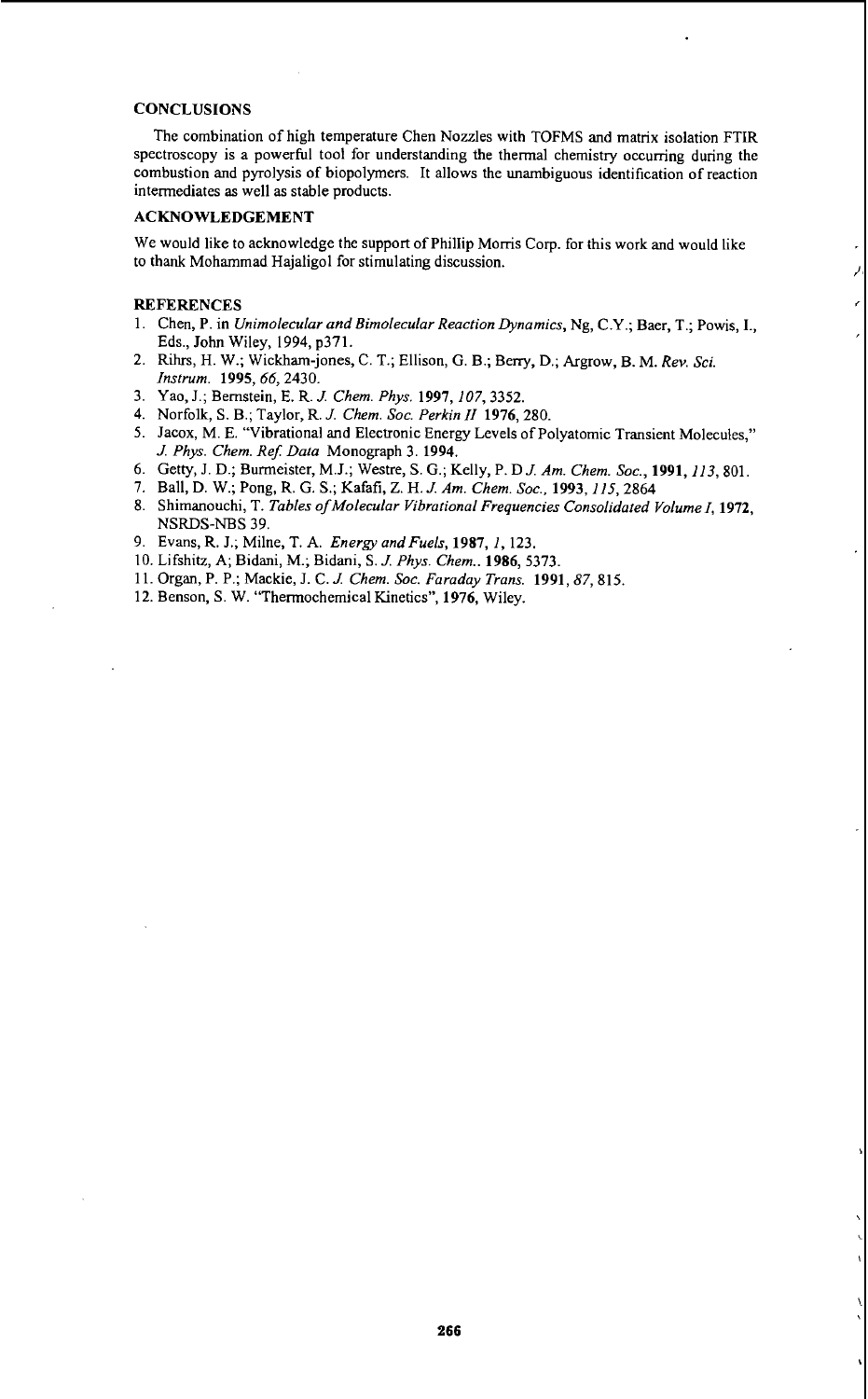## CONCLUSIONS

The combination of high temperature Chen Nozzles with TOFMS and matrix isolation FTIR spectroscopy is a powerful tool for understanding the thermal chemistry occurring during the combustion and pyrolysis of biopolymers. It allows the unambiguous identification of reaction intermediates as well as stable products.

## ACKNOWLEDGEMENT

We would like to acknowledge the support of Phillip Morris Corp. for this work and would like to thank Mohammad Hajaligol for stimulating discussion.

## REFERENCES

1. Chen, P. in *Unimolecular and Bimolecular Reaction Dynamics*, Ng, C.Y.; Baer, T.; Powis, I., Eds., John Wiley, 1994, p371.
2. Rihrs, H. W.; Wickham-jones, C. T.; Ellison, G. B.; Berry, D.; Argrow, B. M. *Rev. Sci. Instrum.* **1995**, *66*, 2430.
3. Yao, J.; Bernstein, E. R. *J. Chem. Phys.* **1997**, *107*, 3352.
4. Norfolk, S. B.; Taylor, R. *J. Chem. Soc. Perkin II* **1976**, 280.
5. Jacox, M. E. "Vibrational and Electronic Energy Levels of Polyatomic Transient Molecules," *J. Phys. Chem. Ref. Data* Monograph 3. **1994**.
6. Getty, J. D.; Burmeister, M.J.; Westre, S. G.; Kelly, P. D *J. Am. Chem. Soc.*, **1991**, *113*, 801.
7. Ball, D. W.; Pong, R. G. S.; Kafafi, Z. H. *J. Am. Chem. Soc.*, **1993**, *115*, 2864
8. Shimanouchi, T. *Tables of Molecular Vibrational Frequencies Consolidated Volume I*, **1972**, NSRDS-NBS 39.
9. Evans, R. J.; Milne, T. A. *Energy and Fuels*, **1987**, *1*, 123.
10. Lifshitz, A; Bidani, M.; Bidani, S. *J. Phys. Chem.*. **1986**, 5373.
11. Organ, P. P.; Mackie, J. C. *J. Chem. Soc. Faraday Trans.* **1991**, *87*, 815.
12. Benson, S. W. "Thermochemical Kinetics", **1976**, Wiley.